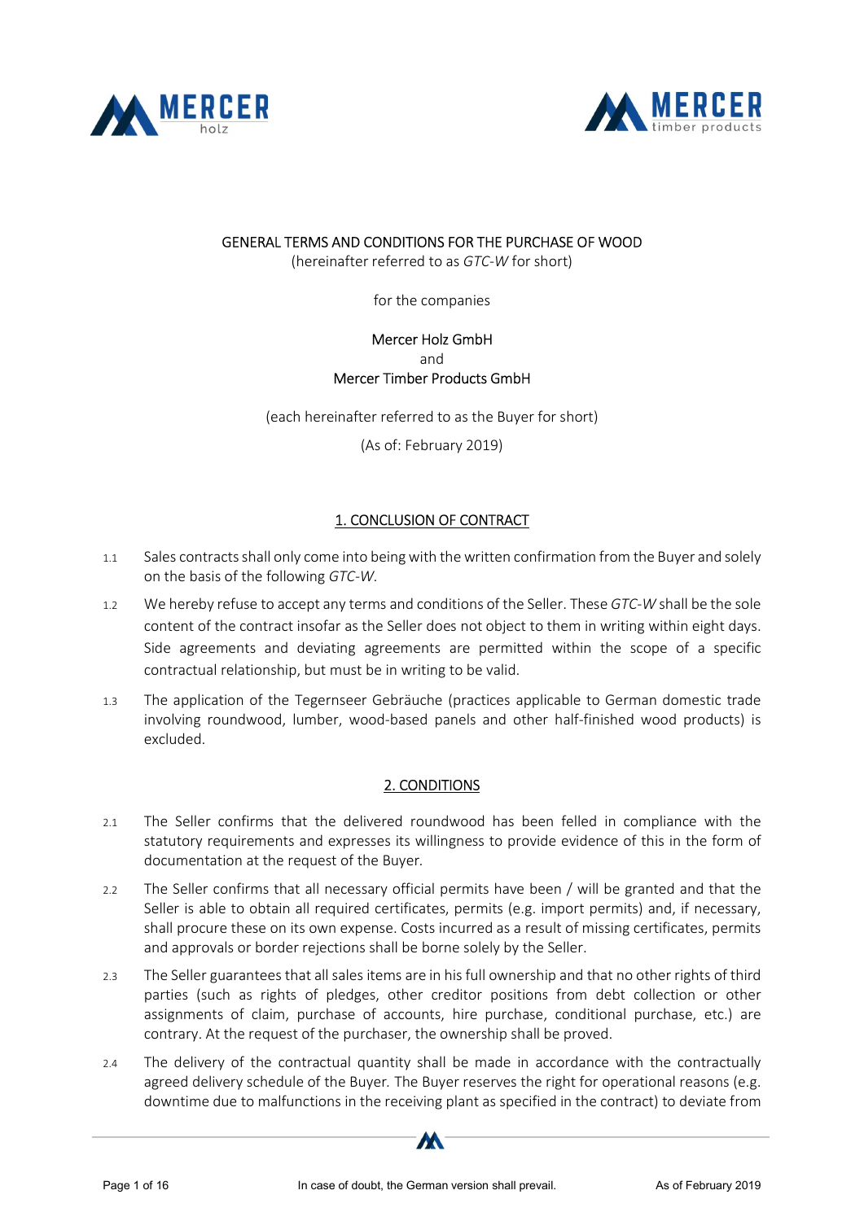GENERAL TERMS AND CONDITIONS FOR THE PURCHASE OF WOOD
(hereinafter referred to as *GTC-W* for short)

for the companies

Mercer Holz GmbH
and
Mercer Timber Products GmbH

(each hereinafter referred to as the Buyer for short)

(As of: February 2019)

## 1. CONCLUSION OF CONTRACT

1.1 Sales contracts shall only come into being with the written confirmation from the Buyer and solely on the basis of the following *GTC-W*.

1.2 We hereby refuse to accept any terms and conditions of the Seller. These *GTC-W* shall be the sole content of the contract insofar as the Seller does not object to them in writing within eight days. Side agreements and deviating agreements are permitted within the scope of a specific contractual relationship, but must be in writing to be valid.

1.3 The application of the Tegernseer Gebräuche (practices applicable to German domestic trade involving roundwood, lumber, wood-based panels and other half-finished wood products) is excluded.

## 2. CONDITIONS

2.1 The Seller confirms that the delivered roundwood has been felled in compliance with the statutory requirements and expresses its willingness to provide evidence of this in the form of documentation at the request of the Buyer.

2.2 The Seller confirms that all necessary official permits have been / will be granted and that the Seller is able to obtain all required certificates, permits (e.g. import permits) and, if necessary, shall procure these on its own expense. Costs incurred as a result of missing certificates, permits and approvals or border rejections shall be borne solely by the Seller.

2.3 The Seller guarantees that all sales items are in his full ownership and that no other rights of third parties (such as rights of pledges, other creditor positions from debt collection or other assignments of claim, purchase of accounts, hire purchase, conditional purchase, etc.) are contrary. At the request of the purchaser, the ownership shall be proved.

2.4 The delivery of the contractual quantity shall be made in accordance with the contractually agreed delivery schedule of the Buyer. The Buyer reserves the right for operational reasons (e.g. downtime due to malfunctions in the receiving plant as specified in the contract) to deviate from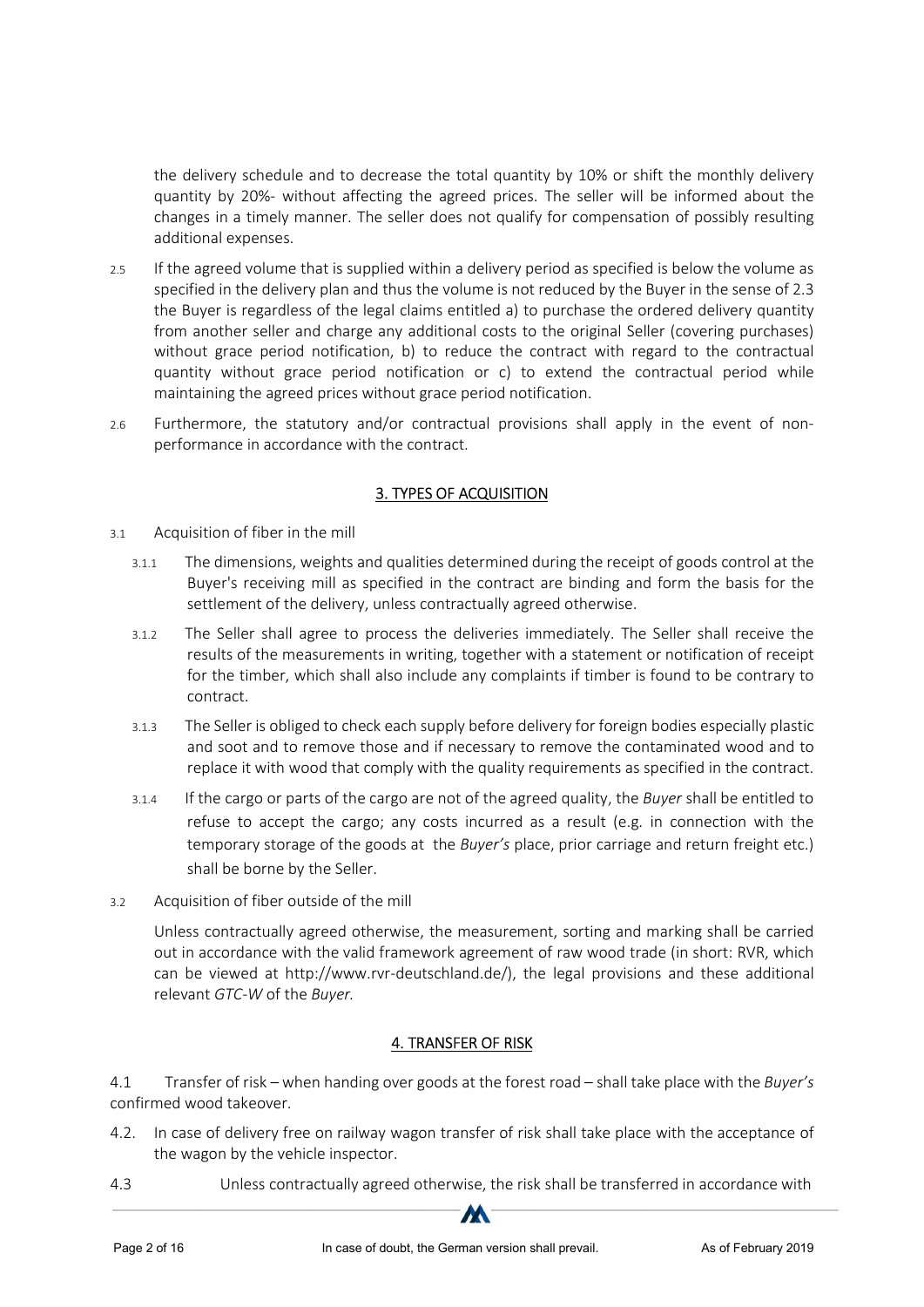the delivery schedule and to decrease the total quantity by 10% or shift the monthly delivery quantity by 20%- without affecting the agreed prices. The seller will be informed about the changes in a timely manner. The seller does not qualify for compensation of possibly resulting additional expenses.

2.5 If the agreed volume that is supplied within a delivery period as specified is below the volume as specified in the delivery plan and thus the volume is not reduced by the Buyer in the sense of 2.3 the Buyer is regardless of the legal claims entitled a) to purchase the ordered delivery quantity from another seller and charge any additional costs to the original Seller (covering purchases) without grace period notification, b) to reduce the contract with regard to the contractual quantity without grace period notification or c) to extend the contractual period while maintaining the agreed prices without grace period notification.

2.6 Furthermore, the statutory and/or contractual provisions shall apply in the event of non-performance in accordance with the contract.

## 3. TYPES OF ACQUISITION

3.1 Acquisition of fiber in the mill

3.1.1 The dimensions, weights and qualities determined during the receipt of goods control at the Buyer's receiving mill as specified in the contract are binding and form the basis for the settlement of the delivery, unless contractually agreed otherwise.

3.1.2 The Seller shall agree to process the deliveries immediately. The Seller shall receive the results of the measurements in writing, together with a statement or notification of receipt for the timber, which shall also include any complaints if timber is found to be contrary to contract.

3.1.3 The Seller is obliged to check each supply before delivery for foreign bodies especially plastic and soot and to remove those and if necessary to remove the contaminated wood and to replace it with wood that comply with the quality requirements as specified in the contract.

3.1.4 If the cargo or parts of the cargo are not of the agreed quality, the *Buyer* shall be entitled to refuse to accept the cargo; any costs incurred as a result (e.g. in connection with the temporary storage of the goods at the *Buyer's* place, prior carriage and return freight etc.) shall be borne by the Seller.

3.2 Acquisition of fiber outside of the mill

Unless contractually agreed otherwise, the measurement, sorting and marking shall be carried out in accordance with the valid framework agreement of raw wood trade (in short: RVR, which can be viewed at http://www.rvr-deutschland.de/), the legal provisions and these additional relevant *GTC-W* of the *Buyer.*

## 4. TRANSFER OF RISK

4.1 Transfer of risk – when handing over goods at the forest road – shall take place with the *Buyer's* confirmed wood takeover.

4.2. In case of delivery free on railway wagon transfer of risk shall take place with the acceptance of the wagon by the vehicle inspector.

4.3 Unless contractually agreed otherwise, the risk shall be transferred in accordance with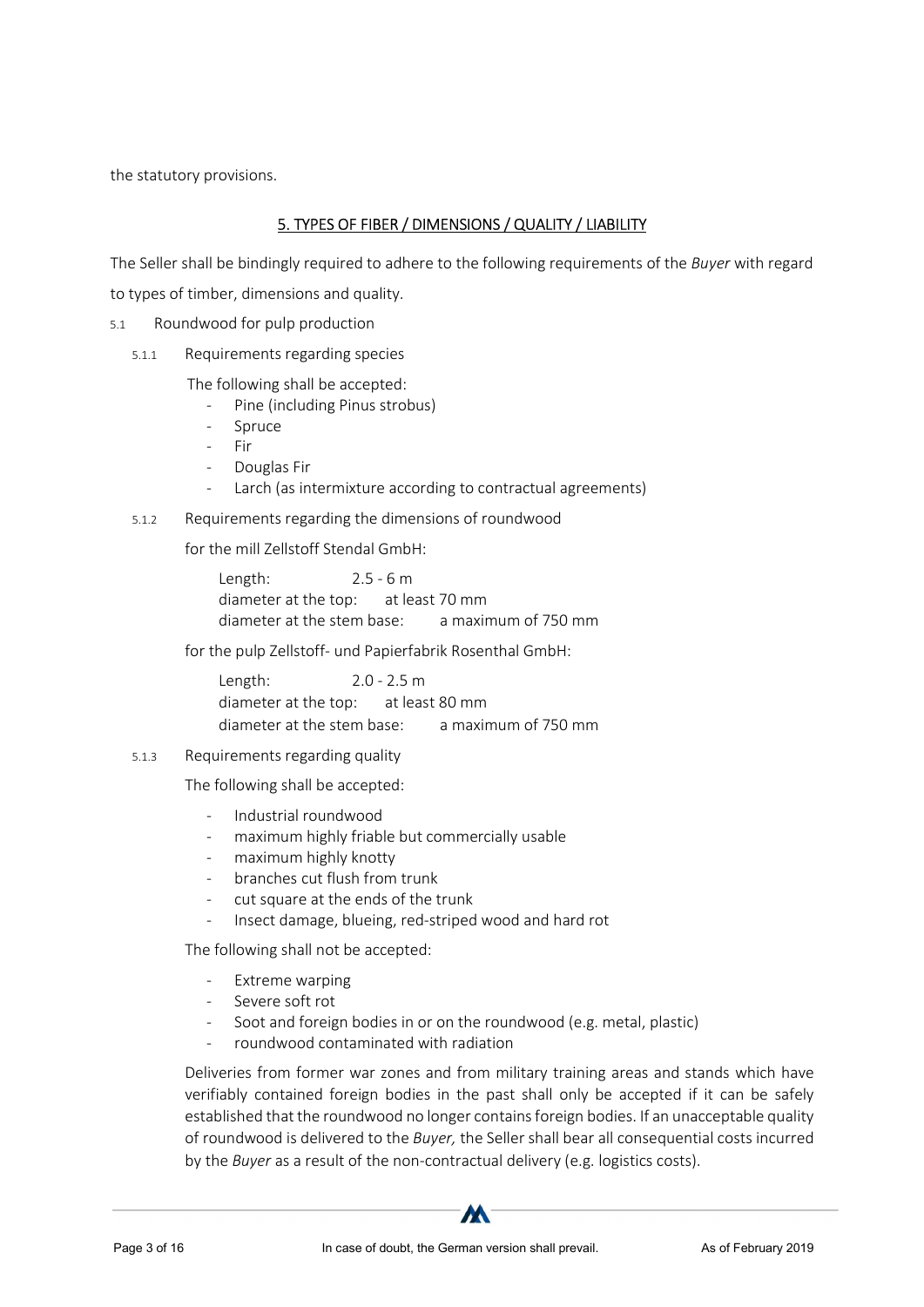the statutory provisions.

## 5. TYPES OF FIBER / DIMENSIONS / QUALITY / LIABILITY

The Seller shall be bindingly required to adhere to the following requirements of the *Buyer* with regard to types of timber, dimensions and quality.

5.1 Roundwood for pulp production

5.1.1 Requirements regarding species

The following shall be accepted:

- Pine (including Pinus strobus)
- Spruce
- Fir
- Douglas Fir
- Larch (as intermixture according to contractual agreements)

5.1.2 Requirements regarding the dimensions of roundwood

for the mill Zellstoff Stendal GmbH:

Length: 2.5 - 6 m
diameter at the top: at least 70 mm
diameter at the stem base: a maximum of 750 mm

for the pulp Zellstoff- und Papierfabrik Rosenthal GmbH:

Length: 2.0 - 2.5 m
diameter at the top: at least 80 mm
diameter at the stem base: a maximum of 750 mm

5.1.3 Requirements regarding quality

The following shall be accepted:

- Industrial roundwood
- maximum highly friable but commercially usable
- maximum highly knotty
- branches cut flush from trunk
- cut square at the ends of the trunk
- Insect damage, blueing, red-striped wood and hard rot

The following shall not be accepted:

- Extreme warping
- Severe soft rot
- Soot and foreign bodies in or on the roundwood (e.g. metal, plastic)
- roundwood contaminated with radiation

Deliveries from former war zones and from military training areas and stands which have verifiably contained foreign bodies in the past shall only be accepted if it can be safely established that the roundwood no longer contains foreign bodies. If an unacceptable quality of roundwood is delivered to the *Buyer,* the Seller shall bear all consequential costs incurred by the *Buyer* as a result of the non-contractual delivery (e.g. logistics costs).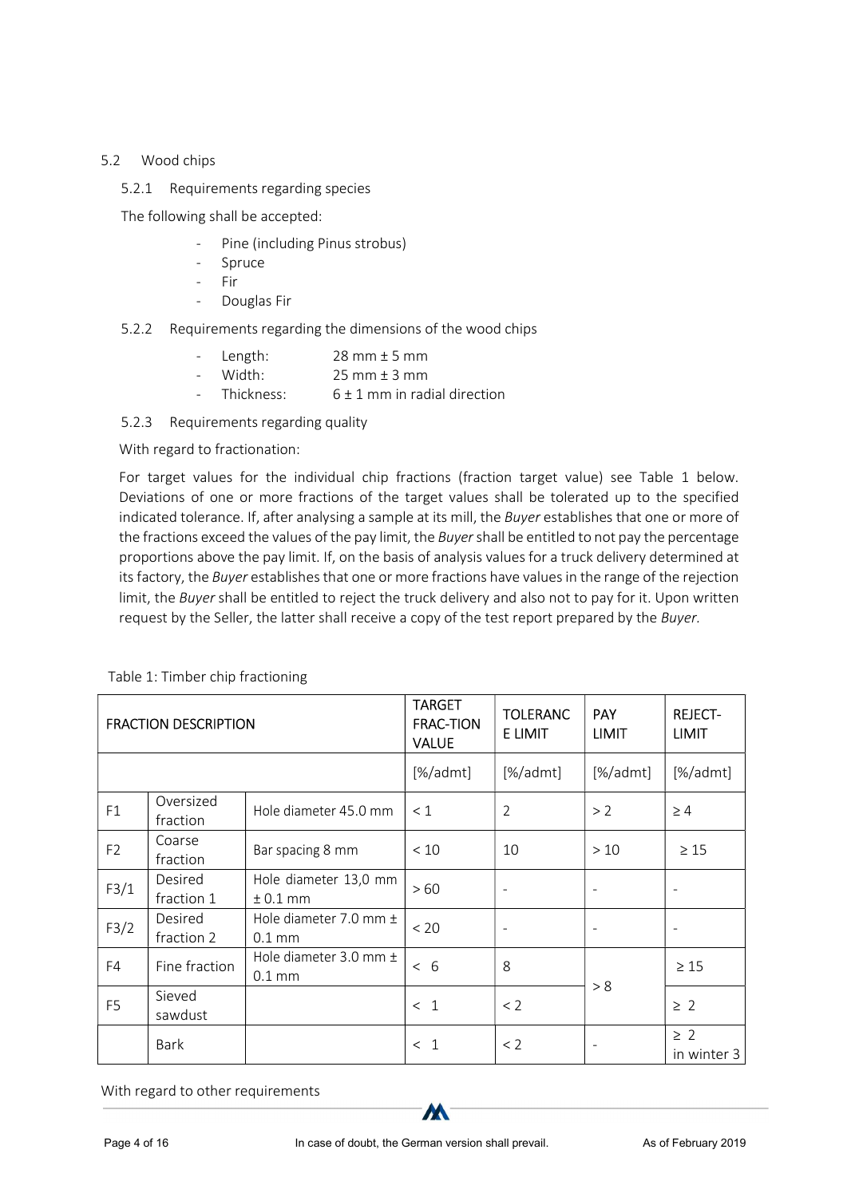## 5.2 Wood chips

### 5.2.1 Requirements regarding species

The following shall be accepted:

- Pine (including Pinus strobus)
- Spruce
- Fir
- Douglas Fir

### 5.2.2 Requirements regarding the dimensions of the wood chips

- Length: 28 mm ± 5 mm
- Width: 25 mm ± 3 mm
- Thickness: 6 ± 1 mm in radial direction

### 5.2.3 Requirements regarding quality

With regard to fractionation:

For target values for the individual chip fractions (fraction target value) see Table 1 below. Deviations of one or more fractions of the target values shall be tolerated up to the specified indicated tolerance. If, after analysing a sample at its mill, the *Buyer* establishes that one or more of the fractions exceed the values of the pay limit, the *Buyer* shall be entitled to not pay the percentage proportions above the pay limit. If, on the basis of analysis values for a truck delivery determined at its factory, the *Buyer* establishes that one or more fractions have values in the range of the rejection limit, the *Buyer* shall be entitled to reject the truck delivery and also not to pay for it. Upon written request by the Seller, the latter shall receive a copy of the test report prepared by the *Buyer.*

Table 1: Timber chip fractioning

| FRACTION DESCRIPTION | | | TARGET FRAC-TION VALUE | TOLERANCE LIMIT | PAY LIMIT | REJECT-LIMIT |
|---|---|---|---|---|---|---|
| | | | [%/admt] | [%/admt] | [%/admt] | [%/admt] |
| F1 | Oversized fraction | Hole diameter 45.0 mm | < 1 | 2 | > 2 | ≥ 4 |
| F2 | Coarse fraction | Bar spacing 8 mm | < 10 | 10 | > 10 | ≥ 15 |
| F3/1 | Desired fraction 1 | Hole diameter 13,0 mm ± 0.1 mm | > 60 | - | - | - |
| F3/2 | Desired fraction 2 | Hole diameter 7.0 mm ± 0.1 mm | < 20 | - | - | - |
| F4 | Fine fraction | Hole diameter 3.0 mm ± 0.1 mm | < 6 | 8 | > 8 | ≥ 15 |
| F5 | Sieved sawdust | | < 1 | < 2 | | ≥ 2 |
| | Bark | | < 1 | < 2 | - | ≥ 2 in winter 3 |

With regard to other requirements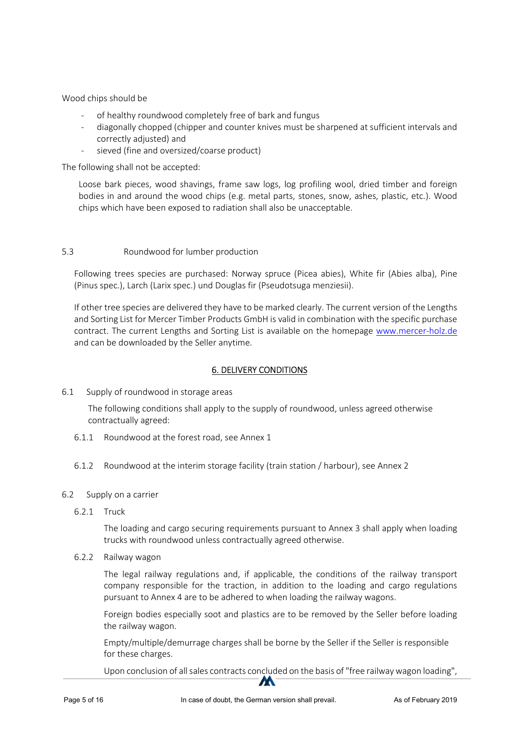Wood chips should be

- of healthy roundwood completely free of bark and fungus
- diagonally chopped (chipper and counter knives must be sharpened at sufficient intervals and correctly adjusted) and
- sieved (fine and oversized/coarse product)

The following shall not be accepted:

Loose bark pieces, wood shavings, frame saw logs, log profiling wool, dried timber and foreign bodies in and around the wood chips (e.g. metal parts, stones, snow, ashes, plastic, etc.). Wood chips which have been exposed to radiation shall also be unacceptable.

5.3 Roundwood for lumber production

Following trees species are purchased: Norway spruce (Picea abies), White fir (Abies alba), Pine (Pinus spec.), Larch (Larix spec.) und Douglas fir (Pseudotsuga menziesii).

If other tree species are delivered they have to be marked clearly. The current version of the Lengths and Sorting List for Mercer Timber Products GmbH is valid in combination with the specific purchase contract. The current Lengths and Sorting List is available on the homepage [www.mercer-holz.de](http://www.mercer-holz.de) and can be downloaded by the Seller anytime.

## 6. DELIVERY CONDITIONS

6.1 Supply of roundwood in storage areas

The following conditions shall apply to the supply of roundwood, unless agreed otherwise contractually agreed:

6.1.1 Roundwood at the forest road, see Annex 1

6.1.2 Roundwood at the interim storage facility (train station / harbour), see Annex 2

6.2 Supply on a carrier

6.2.1 Truck

The loading and cargo securing requirements pursuant to Annex 3 shall apply when loading trucks with roundwood unless contractually agreed otherwise.

6.2.2 Railway wagon

The legal railway regulations and, if applicable, the conditions of the railway transport company responsible for the traction, in addition to the loading and cargo regulations pursuant to Annex 4 are to be adhered to when loading the railway wagons.

Foreign bodies especially soot and plastics are to be removed by the Seller before loading the railway wagon.

Empty/multiple/demurrage charges shall be borne by the Seller if the Seller is responsible for these charges.

Upon conclusion of all sales contracts concluded on the basis of "free railway wagon loading",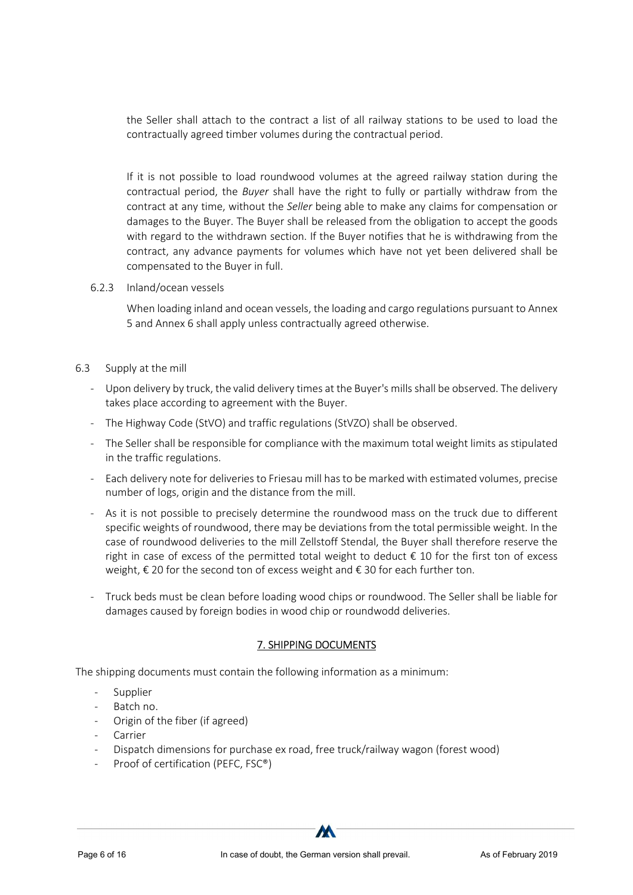the Seller shall attach to the contract a list of all railway stations to be used to load the contractually agreed timber volumes during the contractual period.

If it is not possible to load roundwood volumes at the agreed railway station during the contractual period, the *Buyer* shall have the right to fully or partially withdraw from the contract at any time, without the *Seller* being able to make any claims for compensation or damages to the Buyer. The Buyer shall be released from the obligation to accept the goods with regard to the withdrawn section. If the Buyer notifies that he is withdrawing from the contract, any advance payments for volumes which have not yet been delivered shall be compensated to the Buyer in full.

6.2.3 Inland/ocean vessels

When loading inland and ocean vessels, the loading and cargo regulations pursuant to Annex 5 and Annex 6 shall apply unless contractually agreed otherwise.

6.3 Supply at the mill

- Upon delivery by truck, the valid delivery times at the Buyer's mills shall be observed. The delivery takes place according to agreement with the Buyer.
- The Highway Code (StVO) and traffic regulations (StVZO) shall be observed.
- The Seller shall be responsible for compliance with the maximum total weight limits as stipulated in the traffic regulations.
- Each delivery note for deliveries to Friesau mill has to be marked with estimated volumes, precise number of logs, origin and the distance from the mill.
- As it is not possible to precisely determine the roundwood mass on the truck due to different specific weights of roundwood, there may be deviations from the total permissible weight. In the case of roundwood deliveries to the mill Zellstoff Stendal, the Buyer shall therefore reserve the right in case of excess of the permitted total weight to deduct € 10 for the first ton of excess weight, € 20 for the second ton of excess weight and € 30 for each further ton.
- Truck beds must be clean before loading wood chips or roundwood. The Seller shall be liable for damages caused by foreign bodies in wood chip or roundwodd deliveries.

## 7. SHIPPING DOCUMENTS

The shipping documents must contain the following information as a minimum:

- Supplier
- Batch no.
- Origin of the fiber (if agreed)
- Carrier
- Dispatch dimensions for purchase ex road, free truck/railway wagon (forest wood)
- Proof of certification (PEFC, FSC®)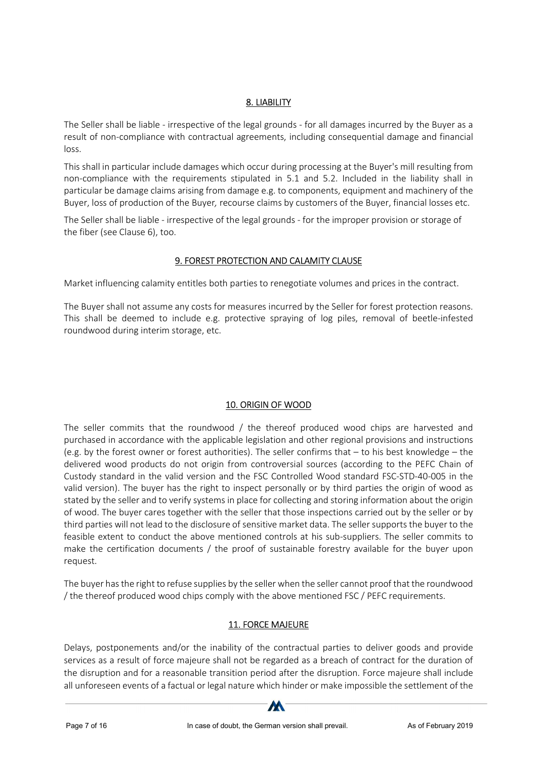## 8. LIABILITY

The Seller shall be liable - irrespective of the legal grounds - for all damages incurred by the Buyer as a result of non-compliance with contractual agreements, including consequential damage and financial loss.

This shall in particular include damages which occur during processing at the Buyer's mill resulting from non-compliance with the requirements stipulated in 5.1 and 5.2. Included in the liability shall in particular be damage claims arising from damage e.g. to components, equipment and machinery of the Buyer, loss of production of the Buyer, recourse claims by customers of the Buyer, financial losses etc.

The Seller shall be liable - irrespective of the legal grounds - for the improper provision or storage of the fiber (see Clause 6), too.

## 9. FOREST PROTECTION AND CALAMITY CLAUSE

Market influencing calamity entitles both parties to renegotiate volumes and prices in the contract.

The Buyer shall not assume any costs for measures incurred by the Seller for forest protection reasons. This shall be deemed to include e.g. protective spraying of log piles, removal of beetle-infested roundwood during interim storage, etc.

## 10. ORIGIN OF WOOD

The seller commits that the roundwood / the thereof produced wood chips are harvested and purchased in accordance with the applicable legislation and other regional provisions and instructions (e.g. by the forest owner or forest authorities). The seller confirms that – to his best knowledge – the delivered wood products do not origin from controversial sources (according to the PEFC Chain of Custody standard in the valid version and the FSC Controlled Wood standard FSC-STD-40-005 in the valid version). The buyer has the right to inspect personally or by third parties the origin of wood as stated by the seller and to verify systems in place for collecting and storing information about the origin of wood. The buyer cares together with the seller that those inspections carried out by the seller or by third parties will not lead to the disclosure of sensitive market data. The seller supports the buyer to the feasible extent to conduct the above mentioned controls at his sub-suppliers. The seller commits to make the certification documents / the proof of sustainable forestry available for the buyer upon request.

The buyer has the right to refuse supplies by the seller when the seller cannot proof that the roundwood / the thereof produced wood chips comply with the above mentioned FSC / PEFC requirements.

## 11. FORCE MAJEURE

Delays, postponements and/or the inability of the contractual parties to deliver goods and provide services as a result of force majeure shall not be regarded as a breach of contract for the duration of the disruption and for a reasonable transition period after the disruption. Force majeure shall include all unforeseen events of a factual or legal nature which hinder or make impossible the settlement of the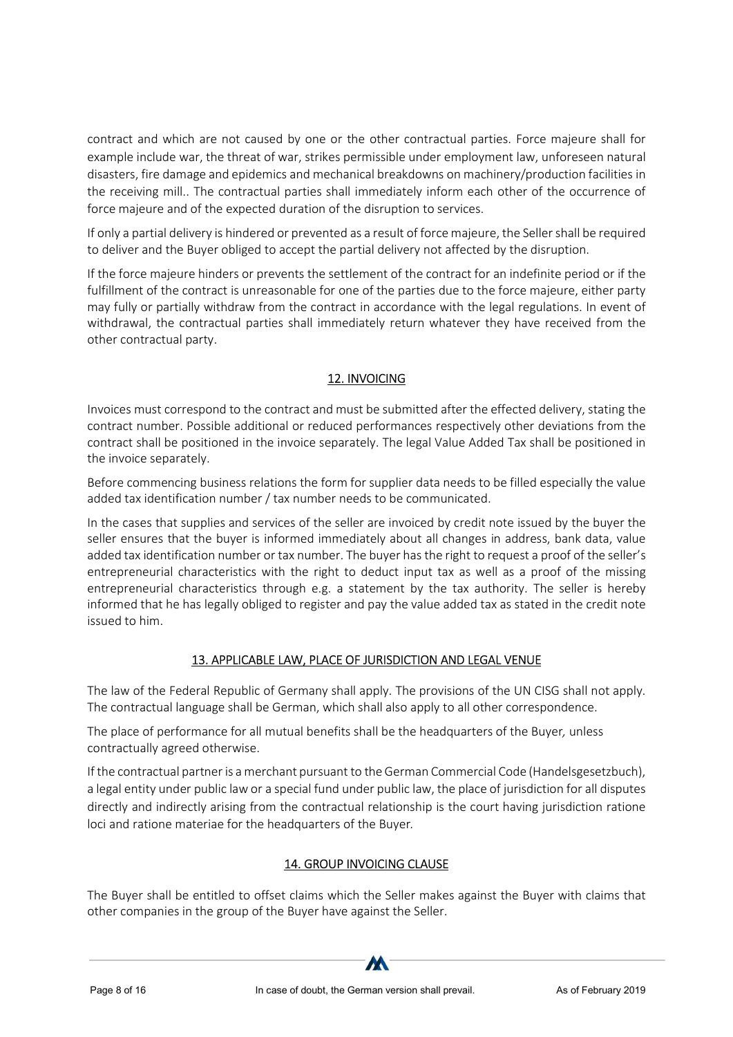contract and which are not caused by one or the other contractual parties. Force majeure shall for example include war, the threat of war, strikes permissible under employment law, unforeseen natural disasters, fire damage and epidemics and mechanical breakdowns on machinery/production facilities in the receiving mill.. The contractual parties shall immediately inform each other of the occurrence of force majeure and of the expected duration of the disruption to services.

If only a partial delivery is hindered or prevented as a result of force majeure, the Seller shall be required to deliver and the Buyer obliged to accept the partial delivery not affected by the disruption.

If the force majeure hinders or prevents the settlement of the contract for an indefinite period or if the fulfillment of the contract is unreasonable for one of the parties due to the force majeure, either party may fully or partially withdraw from the contract in accordance with the legal regulations. In event of withdrawal, the contractual parties shall immediately return whatever they have received from the other contractual party.

## 12. INVOICING

Invoices must correspond to the contract and must be submitted after the effected delivery, stating the contract number. Possible additional or reduced performances respectively other deviations from the contract shall be positioned in the invoice separately. The legal Value Added Tax shall be positioned in the invoice separately.

Before commencing business relations the form for supplier data needs to be filled especially the value added tax identification number / tax number needs to be communicated.

In the cases that supplies and services of the seller are invoiced by credit note issued by the buyer the seller ensures that the buyer is informed immediately about all changes in address, bank data, value added tax identification number or tax number. The buyer has the right to request a proof of the seller's entrepreneurial characteristics with the right to deduct input tax as well as a proof of the missing entrepreneurial characteristics through e.g. a statement by the tax authority. The seller is hereby informed that he has legally obliged to register and pay the value added tax as stated in the credit note issued to him.

## 13. APPLICABLE LAW, PLACE OF JURISDICTION AND LEGAL VENUE

The law of the Federal Republic of Germany shall apply. The provisions of the UN CISG shall not apply. The contractual language shall be German, which shall also apply to all other correspondence.

The place of performance for all mutual benefits shall be the headquarters of the Buyer, unless contractually agreed otherwise.

If the contractual partner is a merchant pursuant to the German Commercial Code (Handelsgesetzbuch), a legal entity under public law or a special fund under public law, the place of jurisdiction for all disputes directly and indirectly arising from the contractual relationship is the court having jurisdiction ratione loci and ratione materiae for the headquarters of the Buyer.

## 14. GROUP INVOICING CLAUSE

The Buyer shall be entitled to offset claims which the Seller makes against the Buyer with claims that other companies in the group of the Buyer have against the Seller.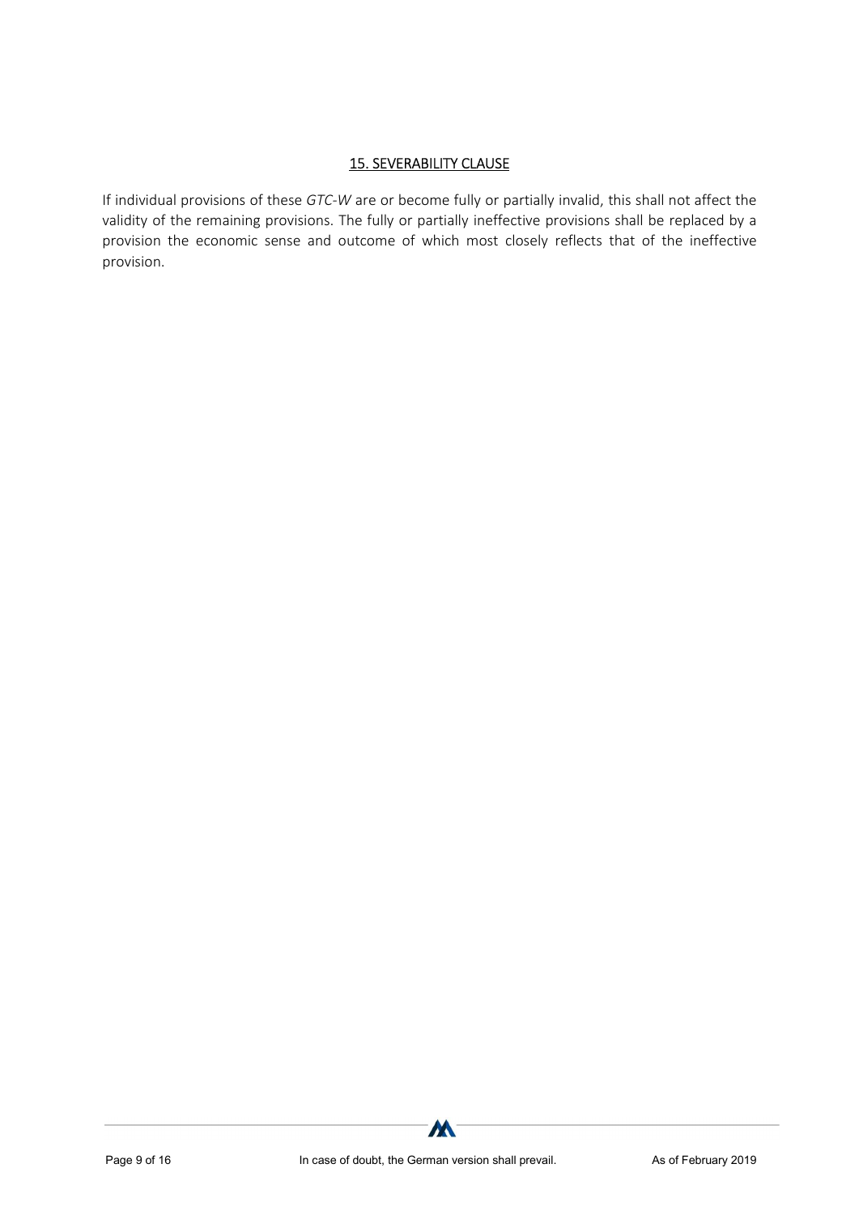## 15. SEVERABILITY CLAUSE

If individual provisions of these *GTC-W* are or become fully or partially invalid, this shall not affect the validity of the remaining provisions. The fully or partially ineffective provisions shall be replaced by a provision the economic sense and outcome of which most closely reflects that of the ineffective provision.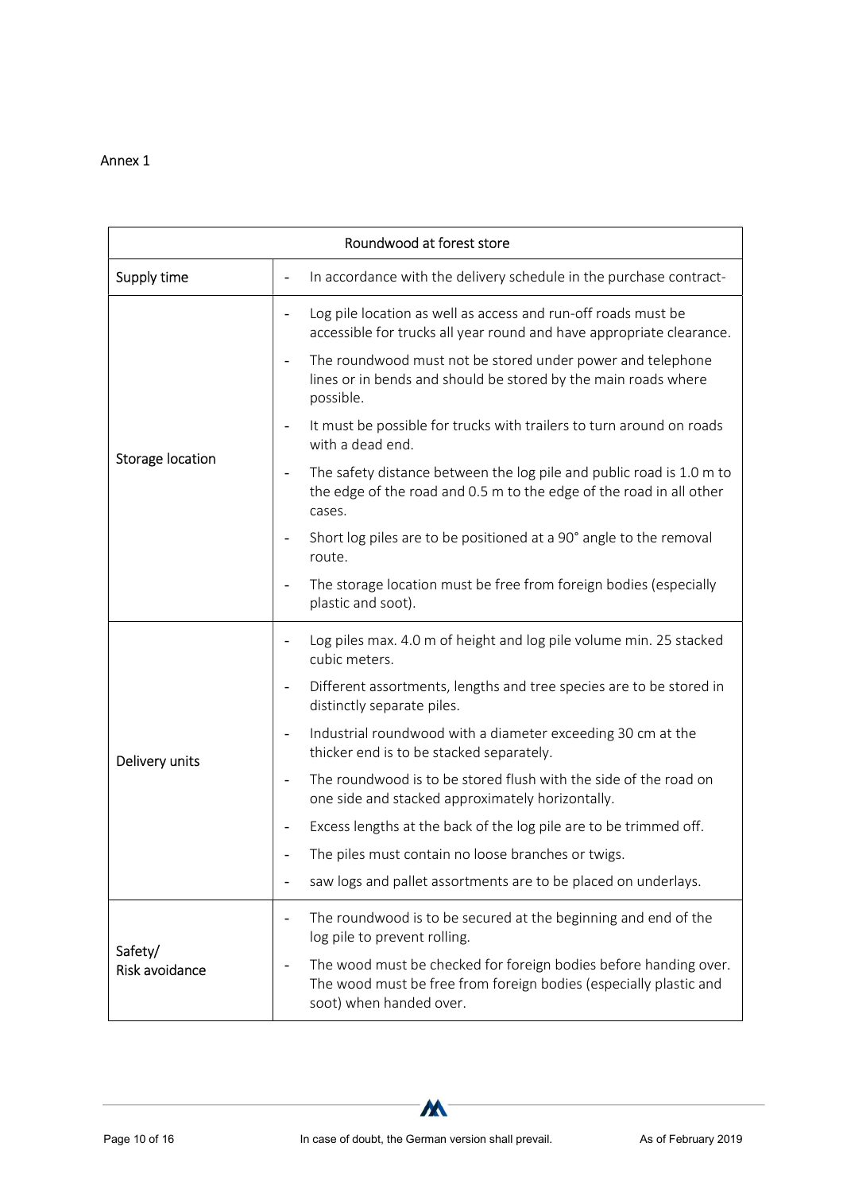Annex 1

| Roundwood at forest store | |
|---|---|
| Supply time | - In accordance with the delivery schedule in the purchase contract- |
| Storage location | - Log pile location as well as access and run-off roads must be accessible for trucks all year round and have appropriate clearance.<br>- The roundwood must not be stored under power and telephone lines or in bends and should be stored by the main roads where possible.<br>- It must be possible for trucks with trailers to turn around on roads with a dead end.<br>- The safety distance between the log pile and public road is 1.0 m to the edge of the road and 0.5 m to the edge of the road in all other cases.<br>- Short log piles are to be positioned at a 90° angle to the removal route.<br>- The storage location must be free from foreign bodies (especially plastic and soot). |
| Delivery units | - Log piles max. 4.0 m of height and log pile volume min. 25 stacked cubic meters.<br>- Different assortments, lengths and tree species are to be stored in distinctly separate piles.<br>- Industrial roundwood with a diameter exceeding 30 cm at the thicker end is to be stacked separately.<br>- The roundwood is to be stored flush with the side of the road on one side and stacked approximately horizontally.<br>- Excess lengths at the back of the log pile are to be trimmed off.<br>- The piles must contain no loose branches or twigs.<br>- saw logs and pallet assortments are to be placed on underlays. |
| Safety/ Risk avoidance | - The roundwood is to be secured at the beginning and end of the log pile to prevent rolling.<br>- The wood must be checked for foreign bodies before handing over. The wood must be free from foreign bodies (especially plastic and soot) when handed over. |

In case of doubt, the German version shall prevail. As of February 2019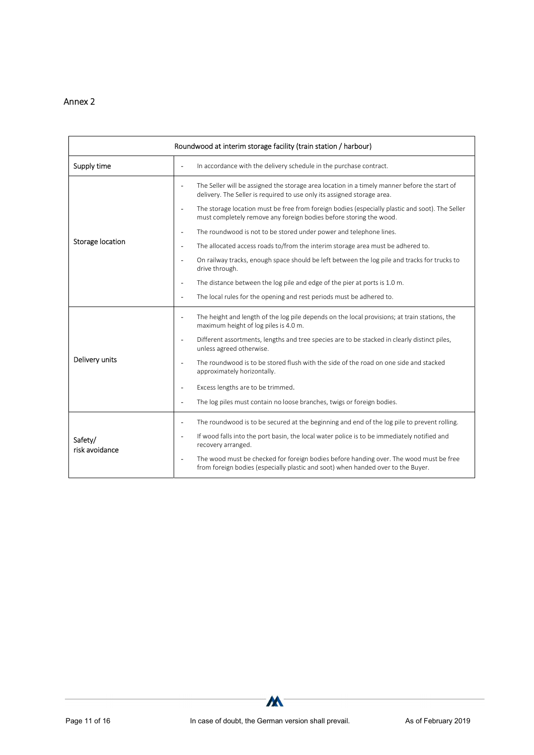## Annex 2

| Roundwood at interim storage facility (train station / harbour) | |
|---|---|
| Supply time | - In accordance with the delivery schedule in the purchase contract. |
| Storage location | - The Seller will be assigned the storage area location in a timely manner before the start of delivery. The Seller is required to use only its assigned storage area.<br>- The storage location must be free from foreign bodies (especially plastic and soot). The Seller must completely remove any foreign bodies before storing the wood.<br>- The roundwood is not to be stored under power and telephone lines.<br>- The allocated access roads to/from the interim storage area must be adhered to.<br>- On railway tracks, enough space should be left between the log pile and tracks for trucks to drive through.<br>- The distance between the log pile and edge of the pier at ports is 1.0 m.<br>- The local rules for the opening and rest periods must be adhered to. |
| Delivery units | - The height and length of the log pile depends on the local provisions; at train stations, the maximum height of log piles is 4.0 m.<br>- Different assortments, lengths and tree species are to be stacked in clearly distinct piles, unless agreed otherwise.<br>- The roundwood is to be stored flush with the side of the road on one side and stacked approximately horizontally.<br>- Excess lengths are to be trimmed.<br>- The log piles must contain no loose branches, twigs or foreign bodies. |
| Safety/ risk avoidance | - The roundwood is to be secured at the beginning and end of the log pile to prevent rolling.<br>- If wood falls into the port basin, the local water police is to be immediately notified and recovery arranged.<br>- The wood must be checked for foreign bodies before handing over. The wood must be free from foreign bodies (especially plastic and soot) when handed over to the Buyer. |

In case of doubt, the German version shall prevail. As of February 2019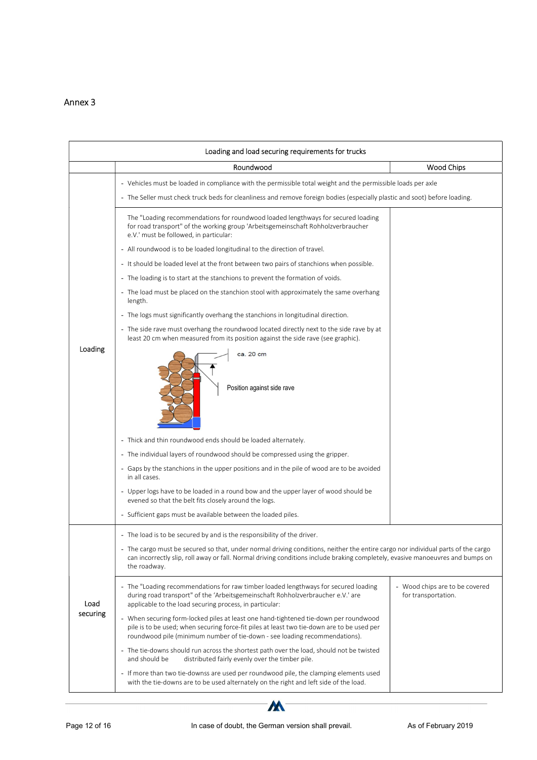Annex 3

| Loading and load securing requirements for trucks | | |
|---|---|---|
| | Roundwood | Wood Chips |
| Loading | - Vehicles must be loaded in compliance with the permissible total weight and the permissible loads per axle<br>- The Seller must check truck beds for cleanliness and remove foreign bodies (especially plastic and soot) before loading. | |
| | The "Loading recommendations for roundwood loaded lengthways for secured loading for road transport" of the working group 'Arbeitsgemeinschaft Rohholzverbraucher e.V.' must be followed, in particular:<br>- All roundwood is to be loaded longitudinal to the direction of travel.<br>- It should be loaded level at the front between two pairs of stanchions when possible.<br>- The loading is to start at the stanchions to prevent the formation of voids.<br>- The load must be placed on the stanchion stool with approximately the same overhang length.<br>- The logs must significantly overhang the stanchions in longitudinal direction.<br>- The side rave must overhang the roundwood located directly next to the side rave by at least 20 cm when measured from its position against the side rave (see graphic).<br>ca. 20 cm<br>Position against side rave<br>- Thick and thin roundwood ends should be loaded alternately.<br>- The individual layers of roundwood should be compressed using the gripper.<br>- Gaps by the stanchions in the upper positions and in the pile of wood are to be avoided in all cases.<br>- Upper logs have to be loaded in a round bow and the upper layer of wood should be evened so that the belt fits closely around the logs.<br>- Sufficient gaps must be available between the loaded piles. | |
| Load securing | - The load is to be secured by and is the responsibility of the driver.<br>- The cargo must be secured so that, under normal driving conditions, neither the entire cargo nor individual parts of the cargo can incorrectly slip, roll away or fall. Normal driving conditions include braking completely, evasive manoeuvres and bumps on the roadway. | |
| | - The "Loading recommendations for raw timber loaded lengthways for secured loading during road transport" of the 'Arbeitsgemeinschaft Rohholzverbraucher e.V.' are applicable to the load securing process, in particular:<br>- When securing form-locked piles at least one hand-tightened tie-down per roundwood pile is to be used; when securing force-fit piles at least two tie-down are to be used per roundwood pile (minimum number of tie-down - see loading recommendations).<br>- The tie-downs should run across the shortest path over the load, should not be twisted and should be distributed fairly evenly over the timber pile.<br>- If more than two tie-downss are used per roundwood pile, the clamping elements used with the tie-downs are to be used alternately on the right and left side of the load. | - Wood chips are to be covered for transportation. |

In case of doubt, the German version shall prevail. As of February 2019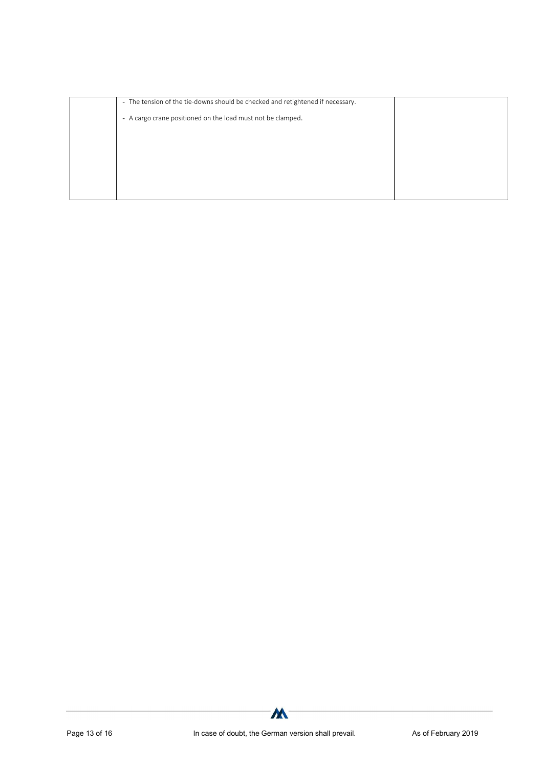|  |  |  |
|---|---|---|
|  | - The tension of the tie-downs should be checked and retightened if necessary.<br><br>- A cargo crane positioned on the load must not be clamped. |  |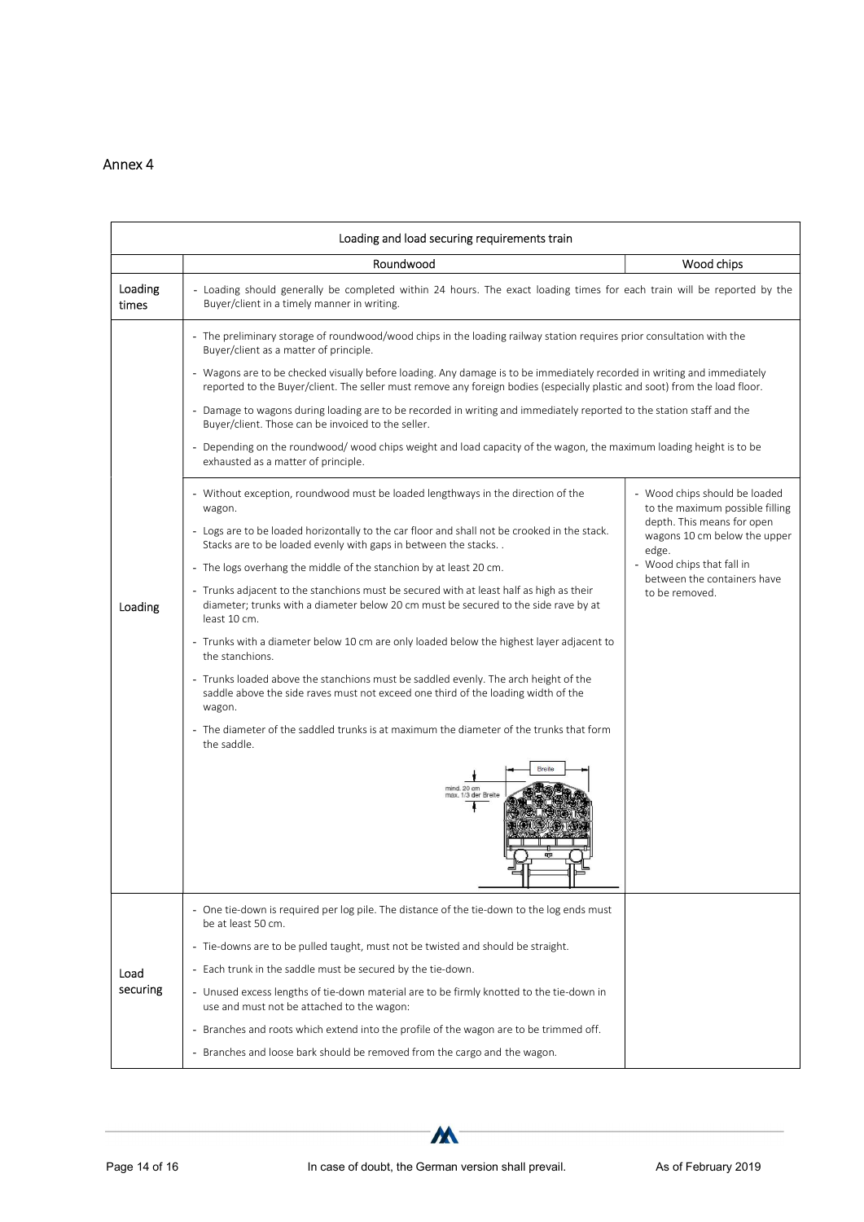Annex 4

| Loading and load securing requirements train | | |
|---|---|---|
| | Roundwood | Wood chips |
| Loading times | - Loading should generally be completed within 24 hours. The exact loading times for each train will be reported by the Buyer/client in a timely manner in writing. | |
| | - The preliminary storage of roundwood/wood chips in the loading railway station requires prior consultation with the Buyer/client as a matter of principle.<br>- Wagons are to be checked visually before loading. Any damage is to be immediately recorded in writing and immediately reported to the Buyer/client. The seller must remove any foreign bodies (especially plastic and soot) from the load floor.<br>- Damage to wagons during loading are to be recorded in writing and immediately reported to the station staff and the Buyer/client. Those can be invoiced to the seller.<br>- Depending on the roundwood/ wood chips weight and load capacity of the wagon, the maximum loading height is to be exhausted as a matter of principle. | |
| Loading | - Without exception, roundwood must be loaded lengthways in the direction of the wagon.<br>- Logs are to be loaded horizontally to the car floor and shall not be crooked in the stack. Stacks are to be loaded evenly with gaps in between the stacks. .<br>- The logs overhang the middle of the stanchion by at least 20 cm.<br>- Trunks adjacent to the stanchions must be secured with at least half as high as their diameter; trunks with a diameter below 20 cm must be secured to the side rave by at least 10 cm.<br>- Trunks with a diameter below 10 cm are only loaded below the highest layer adjacent to the stanchions.<br>- Trunks loaded above the stanchions must be saddled evenly. The arch height of the saddle above the side raves must not exceed one third of the loading width of the wagon.<br>- The diameter of the saddled trunks is at maximum the diameter of the trunks that form the saddle.<br>Breite<br>mind. 20 cm<br>max. 1/3 der Breite | - Wood chips should be loaded to the maximum possible filling depth. This means for open wagons 10 cm below the upper edge.<br>- Wood chips that fall in between the containers have to be removed. |
| Load securing | - One tie-down is required per log pile. The distance of the tie-down to the log ends must be at least 50 cm.<br>- Tie-downs are to be pulled taught, must not be twisted and should be straight.<br>- Each trunk in the saddle must be secured by the tie-down.<br>- Unused excess lengths of tie-down material are to be firmly knotted to the tie-down in use and must not be attached to the wagon:<br>- Branches and roots which extend into the profile of the wagon are to be trimmed off.<br>- Branches and loose bark should be removed from the cargo and the wagon. | |

In case of doubt, the German version shall prevail.

As of February 2019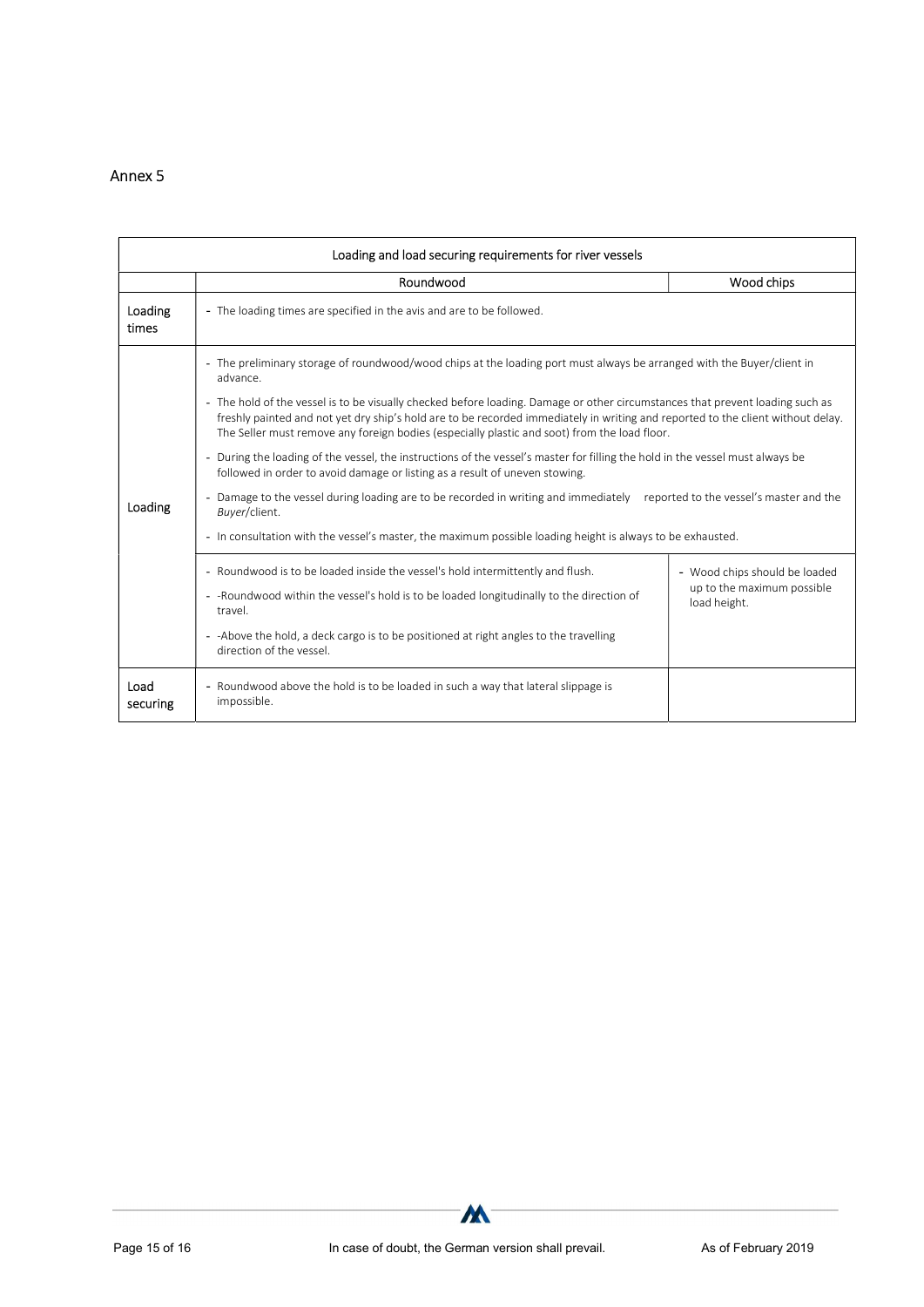Annex 5

| Loading and load securing requirements for river vessels | | |
|---|---|---|
| | Roundwood | Wood chips |
| Loading times | - The loading times are specified in the avis and are to be followed. | |
| Loading | - The preliminary storage of roundwood/wood chips at the loading port must always be arranged with the Buyer/client in advance.<br>- The hold of the vessel is to be visually checked before loading. Damage or other circumstances that prevent loading such as freshly painted and not yet dry ship's hold are to be recorded immediately in writing and reported to the client without delay. The Seller must remove any foreign bodies (especially plastic and soot) from the load floor.<br>- During the loading of the vessel, the instructions of the vessel's master for filling the hold in the vessel must always be followed in order to avoid damage or listing as a result of uneven stowing.<br>- Damage to the vessel during loading are to be recorded in writing and immediately reported to the vessel's master and the *Buyer*/client.<br>- In consultation with the vessel's master, the maximum possible loading height is always to be exhausted. | |
| | - Roundwood is to be loaded inside the vessel's hold intermittently and flush.<br>- -Roundwood within the vessel's hold is to be loaded longitudinally to the direction of travel.<br>- -Above the hold, a deck cargo is to be positioned at right angles to the travelling direction of the vessel. | - Wood chips should be loaded up to the maximum possible load height. |
| Load securing | - Roundwood above the hold is to be loaded in such a way that lateral slippage is impossible. | |

In case of doubt, the German version shall prevail.

As of February 2019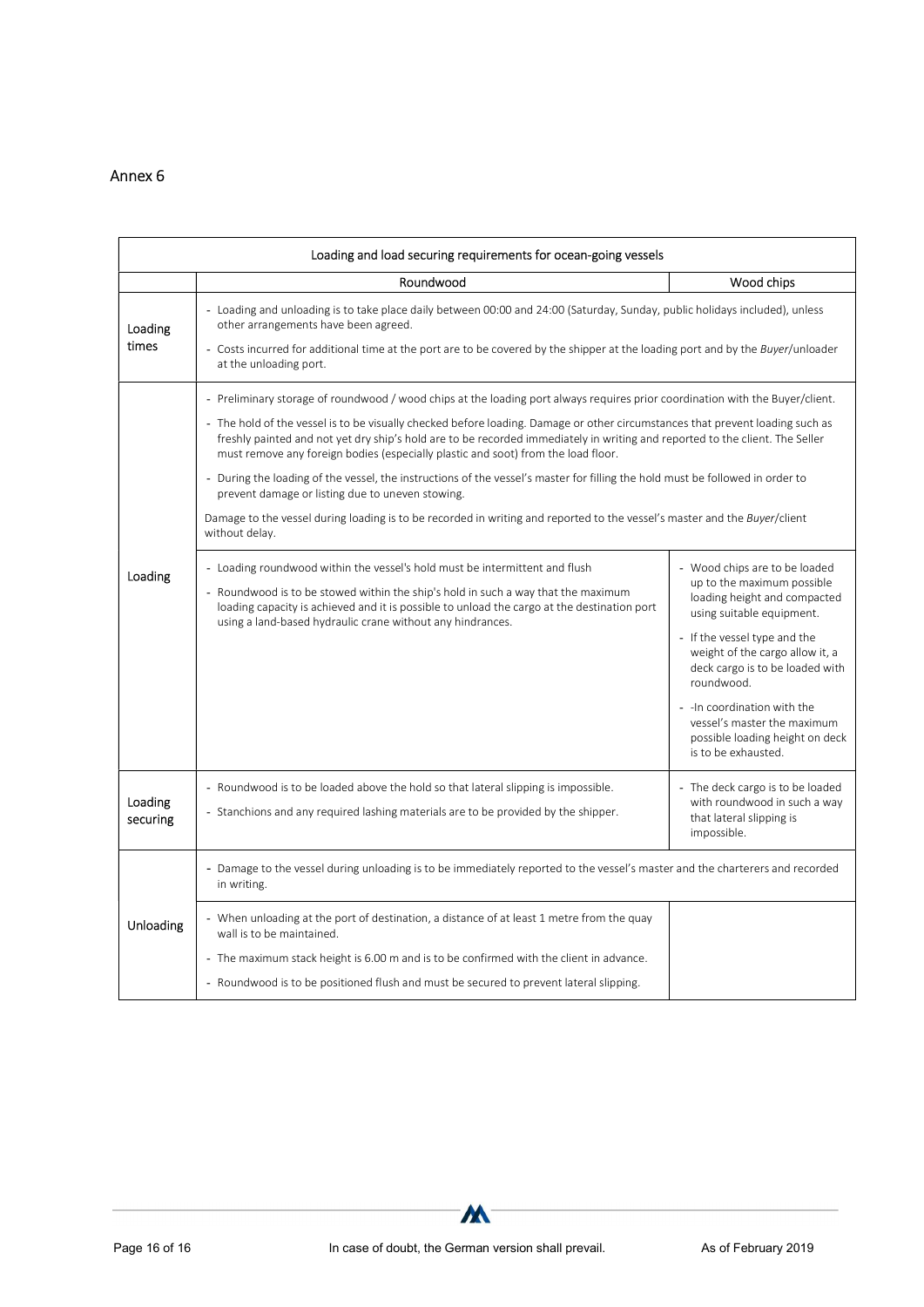## Annex 6

| Loading and load securing requirements for ocean-going vessels | | |
|---|---|---|
| | Roundwood | Wood chips |
| Loading times | - Loading and unloading is to take place daily between 00:00 and 24:00 (Saturday, Sunday, public holidays included), unless other arrangements have been agreed.<br>- Costs incurred for additional time at the port are to be covered by the shipper at the loading port and by the *Buyer*/unloader at the unloading port. | |
| Loading | - Preliminary storage of roundwood / wood chips at the loading port always requires prior coordination with the Buyer/client.<br>- The hold of the vessel is to be visually checked before loading. Damage or other circumstances that prevent loading such as freshly painted and not yet dry ship's hold are to be recorded immediately in writing and reported to the client. The Seller must remove any foreign bodies (especially plastic and soot) from the load floor.<br>- During the loading of the vessel, the instructions of the vessel's master for filling the hold must be followed in order to prevent damage or listing due to uneven stowing.<br>Damage to the vessel during loading is to be recorded in writing and reported to the vessel's master and the *Buyer*/client without delay. | |
| | - Loading roundwood within the vessel's hold must be intermittent and flush<br>- Roundwood is to be stowed within the ship's hold in such a way that the maximum loading capacity is achieved and it is possible to unload the cargo at the destination port using a land-based hydraulic crane without any hindrances. | - Wood chips are to be loaded up to the maximum possible loading height and compacted using suitable equipment.<br>- If the vessel type and the weight of the cargo allow it, a deck cargo is to be loaded with roundwood.<br>- -In coordination with the vessel's master the maximum possible loading height on deck is to be exhausted. |
| Loading securing | - Roundwood is to be loaded above the hold so that lateral slipping is impossible.<br>- Stanchions and any required lashing materials are to be provided by the shipper. | - The deck cargo is to be loaded with roundwood in such a way that lateral slipping is impossible. |
| Unloading | - Damage to the vessel during unloading is to be immediately reported to the vessel's master and the charterers and recorded in writing. | |
| | - When unloading at the port of destination, a distance of at least 1 metre from the quay wall is to be maintained.<br>- The maximum stack height is 6.00 m and is to be confirmed with the client in advance.<br>- Roundwood is to be positioned flush and must be secured to prevent lateral slipping. | |

In case of doubt, the German version shall prevail. As of February 2019